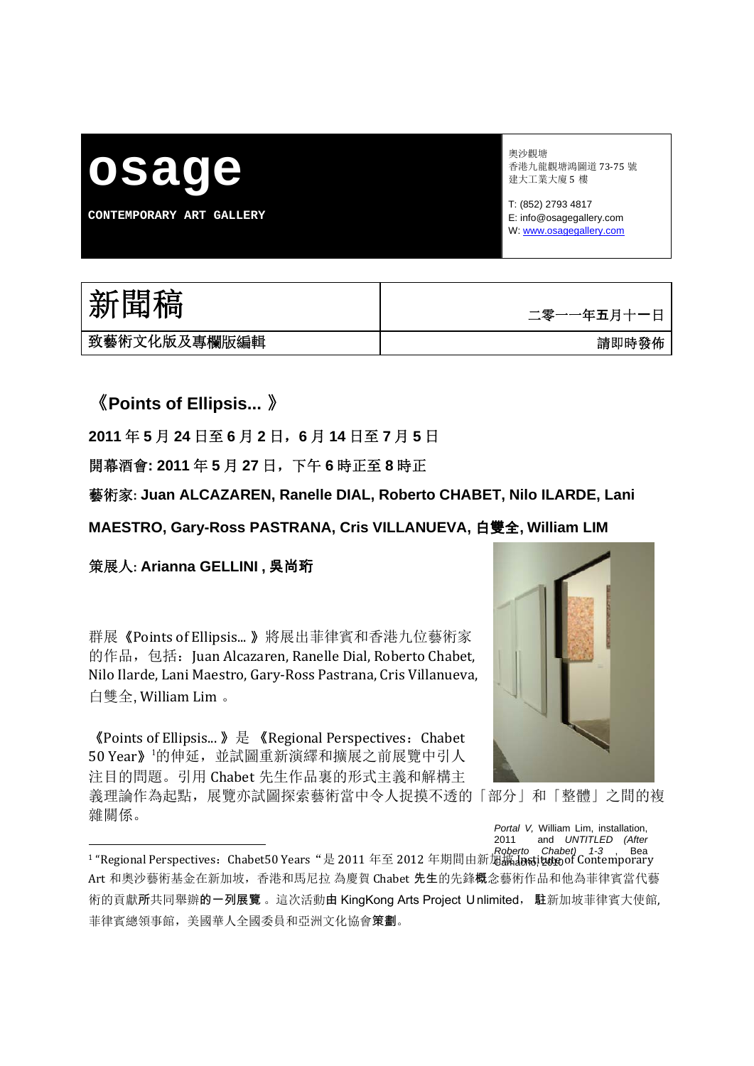**osage**

**CONTEMPORARY ART GALLERY**

奧沙觀塘
香港九龍觀塘鴻圖道 73-75 號
建大工業大廈 5 樓

T: (852) 2793 4817
E: info@osagegallery.com
W: www.osagegallery.com

| 新聞稿 | 二零一一年五月十一日 |
| --- | --- |
| 致藝術文化版及專欄版編輯 | 請即時發佈 |

## 《Points of Ellipsis... 》

**2011 年 5 月 24 日至 6 月 2 日，6 月 14 日至 7 月 5 日**

**開幕酒會: 2011 年 5 月 27 日，下午 6 時正至 8 時正**

**藝術家: Juan ALCAZAREN, Ranelle DIAL, Roberto CHABET, Nilo ILARDE, Lani MAESTRO, Gary-Ross PASTRANA, Cris VILLANUEVA, 白雙全, William LIM**

**策展人: Arianna GELLINI , 吳尚珩**

群展《Points of Ellipsis... 》將展出菲律賓和香港九位藝術家的作品，包括：Juan Alcazaren, Ranelle Dial, Roberto Chabet, Nilo Ilarde, Lani Maestro, Gary-Ross Pastrana, Cris Villanueva, 白雙全, William Lim 。

《Points of Ellipsis... 》是 《Regional Perspectives：Chabet 50 Year》[1]的伸延，並試圖重新演繹和擴展之前展覽中引人注目的問題。引用 Chabet 先生作品裏的形式主義和解構主義理論作為起點，展覽亦試圖探索藝術當中令人捉摸不透的「部分」和「整體」之間的複雜關係。

*Portal V*, William Lim, installation, 2011 and *UNTITLED (After Roberto Chabet) 1-3* , Bea Camacho, 2010

[1] "Regional Perspectives：Chabet50 Years " 是 2011 年至 2012 年期間由新加坡 Institute of Contemporary Art 和奧沙藝術基金在新加坡，香港和馬尼拉 為慶賀 Chabet 先生的先鋒概念藝術作品和他為菲律賓當代藝術的貢獻所共同舉辦的一列展覽 。這次活動由 KingKong Arts Project Unlimited， 駐新加坡菲律賓大使館, 菲律賓總領事館，美國華人全國委員和亞洲文化協會策劃。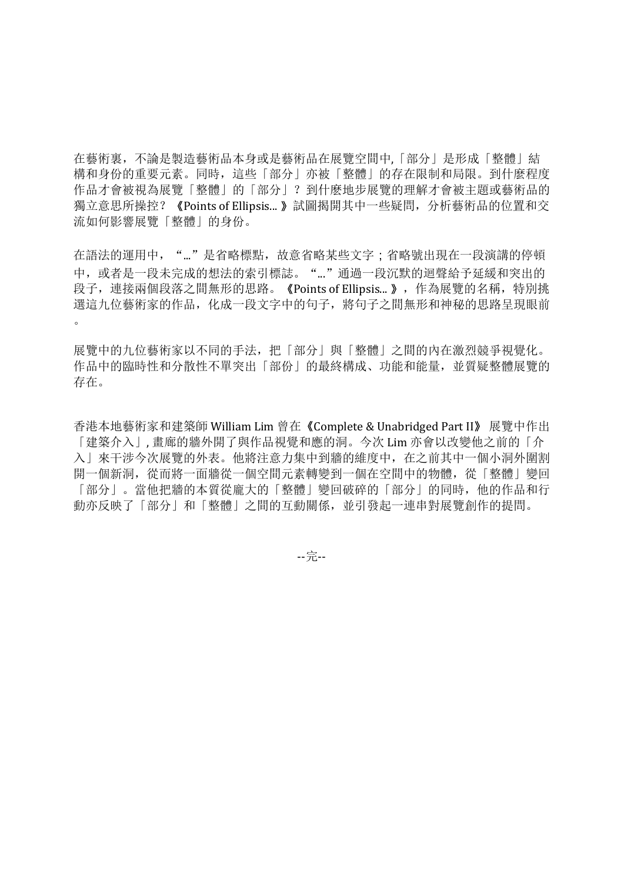在藝術裏，不論是製造藝術品本身或是藝術品在展覽空間中,「部分」是形成「整體」結構和身份的重要元素。同時，這些「部分」亦被「整體」的存在限制和局限。到什麼程度作品才會被視為展覽「整體」的「部分」？到什麼地步展覽的理解才會被主題或藝術品的獨立意思所操控？《Points of Ellipsis... 》試圖揭開其中一些疑問，分析藝術品的位置和交流如何影響展覽「整體」的身份。

在語法的運用中，“...”是省略標點，故意省略某些文字；省略號出現在一段演講的停頓中，或者是一段未完成的想法的索引標誌。“...”通過一段沉默的迴聲給予延緩和突出的段子，連接兩個段落之間無形的思路。《Points of Ellipsis... 》，作為展覽的名稱，特別挑選這九位藝術家的作品，化成一段文字中的句子，將句子之間無形和神秘的思路呈現眼前。

展覽中的九位藝術家以不同的手法，把「部分」與「整體」之間的內在激烈競爭視覺化。作品中的臨時性和分散性不單突出「部份」的最終構成、功能和能量，並質疑整體展覽的存在。

香港本地藝術家和建築師 William Lim 曾在《Complete & Unabridged Part II》 展覽中作出「建築介入」, 畫廊的牆外開了與作品視覺和應的洞。今次 Lim 亦會以改變他之前的「介入」來干涉今次展覽的外表。他將注意力集中到牆的維度中，在之前其中一個小洞外圍割開一個新洞，從而將一面牆從一個空間元素轉變到一個在空間中的物體，從「整體」變回「部分」。當他把牆的本質從龐大的「整體」變回破碎的「部分」的同時，他的作品和行動亦反映了「部分」和「整體」之間的互動關係，並引發起一連串對展覽創作的提問。

--完--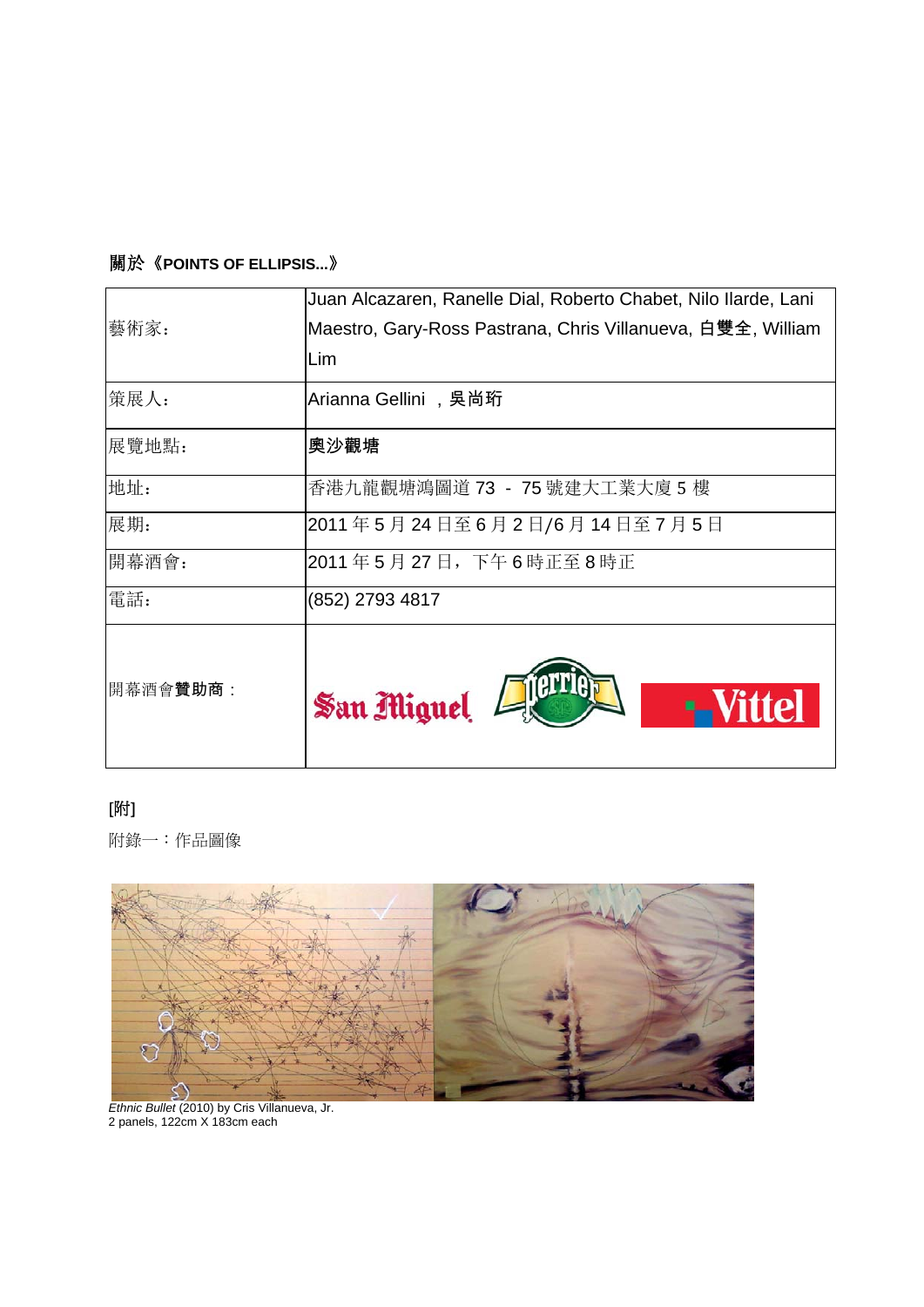**關於《POINTS OF ELLIPSIS...》**

| | |
|---|---|
| 藝術家： | Juan Alcazaren, Ranelle Dial, Roberto Chabet, Nilo Ilarde, Lani Maestro, Gary-Ross Pastrana, Chris Villanueva, 白雙全, William Lim |
| 策展人： | Arianna Gellini ，吳尚珩 |
| 展覽地點： | **奧沙觀塘** |
| 地址： | 香港九龍觀塘鴻圖道 73 - 75 號建大工業大廈 5 樓 |
| 展期： | 2011 年 5 月 24 日至 6 月 2 日/6 月 14 日至 7 月 5 日 |
| 開幕酒會： | 2011 年 5 月 27 日，下午 6 時正至 8 時正 |
| 電話： | (852) 2793 4817 |
| 開幕酒會**贊助商**： | San Miguel, Perrier, Vittel |

**[附]**

附錄一：作品圖像

*Ethnic Bullet* (2010) by Cris Villanueva, Jr.
2 panels, 122cm X 183cm each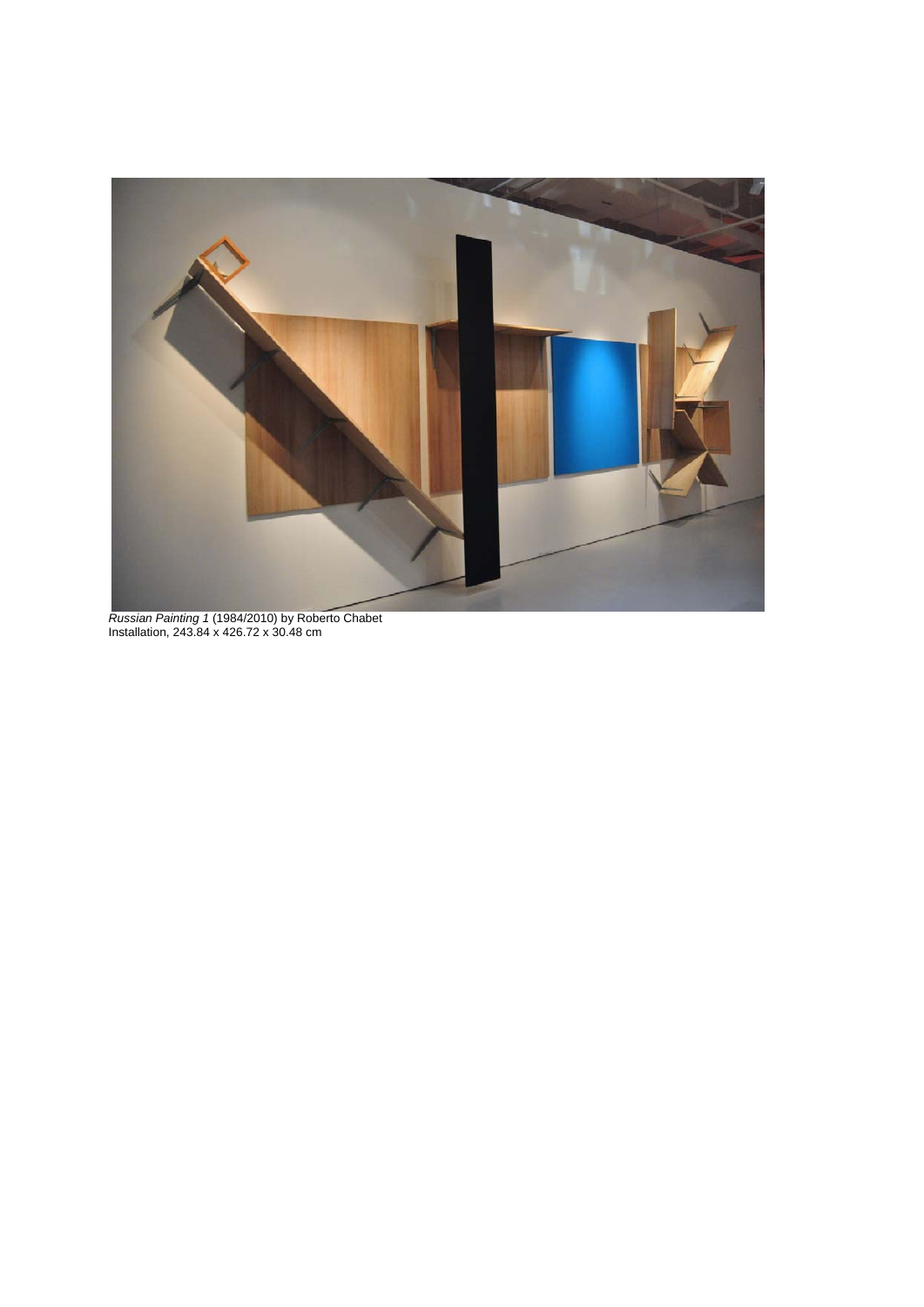*Russian Painting 1* (1984/2010) by Roberto Chabet
Installation, 243.84 x 426.72 x 30.48 cm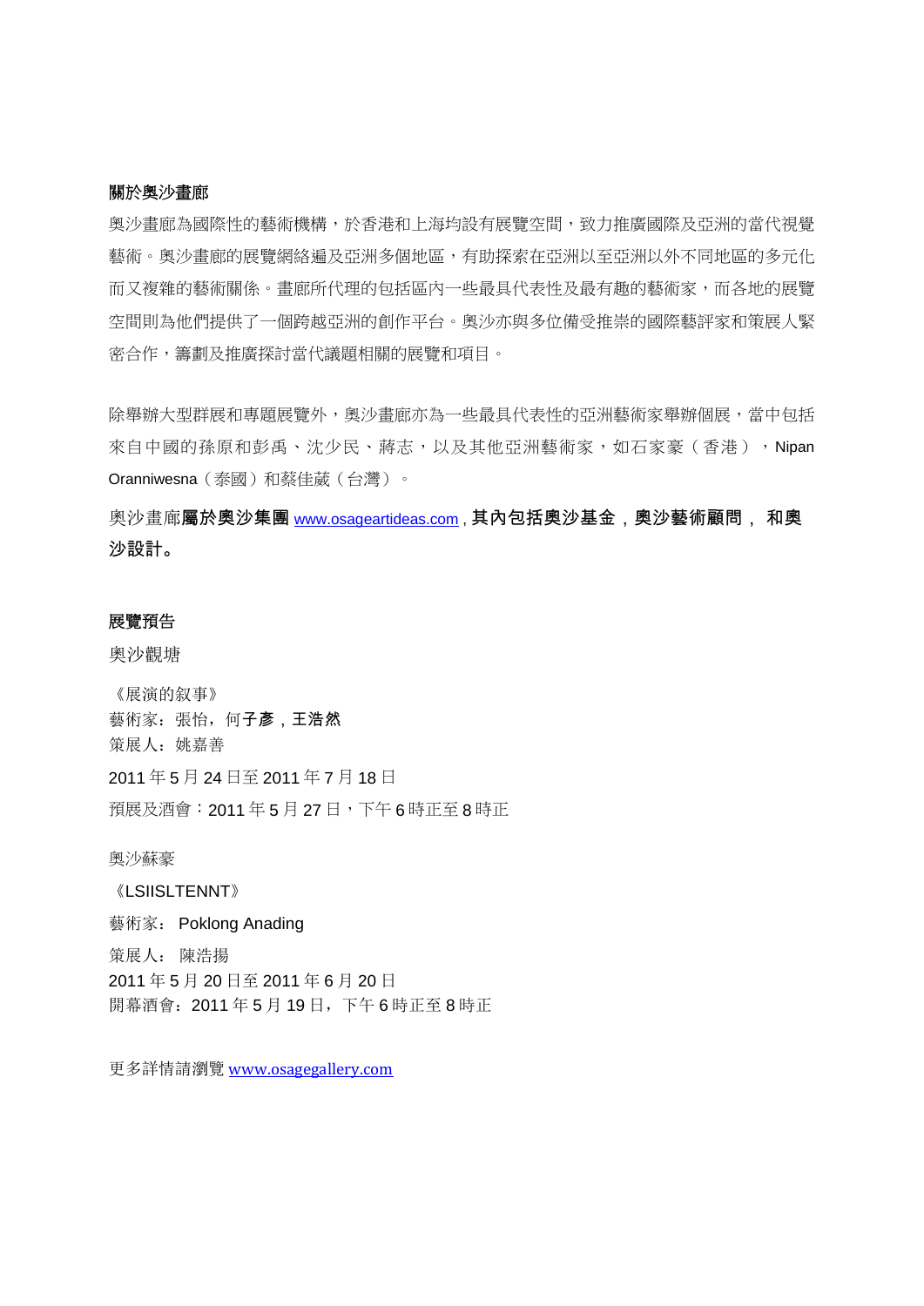**關於奧沙畫廊**

奧沙畫廊為國際性的藝術機構，於香港和上海均設有展覽空間，致力推廣國際及亞洲的當代視覺藝術。奧沙畫廊的展覽網絡遍及亞洲多個地區，有助探索在亞洲以至亞洲以外不同地區的多元化而又複雜的藝術關係。畫廊所代理的包括區內一些最具代表性及最有趣的藝術家，而各地的展覽空間則為他們提供了一個跨越亞洲的創作平台。奧沙亦與多位備受推崇的國際藝評家和策展人緊密合作，籌劃及推廣探討當代議題相關的展覽和項目。

除舉辦大型群展和專題展覽外，奧沙畫廊亦為一些最具代表性的亞洲藝術家舉辦個展，當中包括來自中國的孫原和彭禹、沈少民、蔣志，以及其他亞洲藝術家，如石家豪（香港），Nipan Oranniwesna（泰國）和蔡佳葳（台灣）。

奧沙畫廊**屬於奧沙集團** www.osageartideas.com , **其內包括奧沙基金，奧沙藝術顧問， 和奧沙設計。**

**展覽預告**

奧沙觀塘

《展演的叙事》
藝術家：張怡，何**子彥，王浩然**
策展人：姚嘉善

2011 年 5 月 24 日至 2011 年 7 月 18 日

預展及酒會：2011 年 5 月 27 日，下午 6 時正至 8 時正

奧沙蘇豪

《LSIISLTENNT》

藝術家： Poklong Anading

策展人： 陳浩揚
2011 年 5 月 20 日至 2011 年 6 月 20 日
開幕酒會：2011 年 5 月 19 日，下午 6 時正至 8 時正

更多詳情請瀏覽 www.osagegallery.com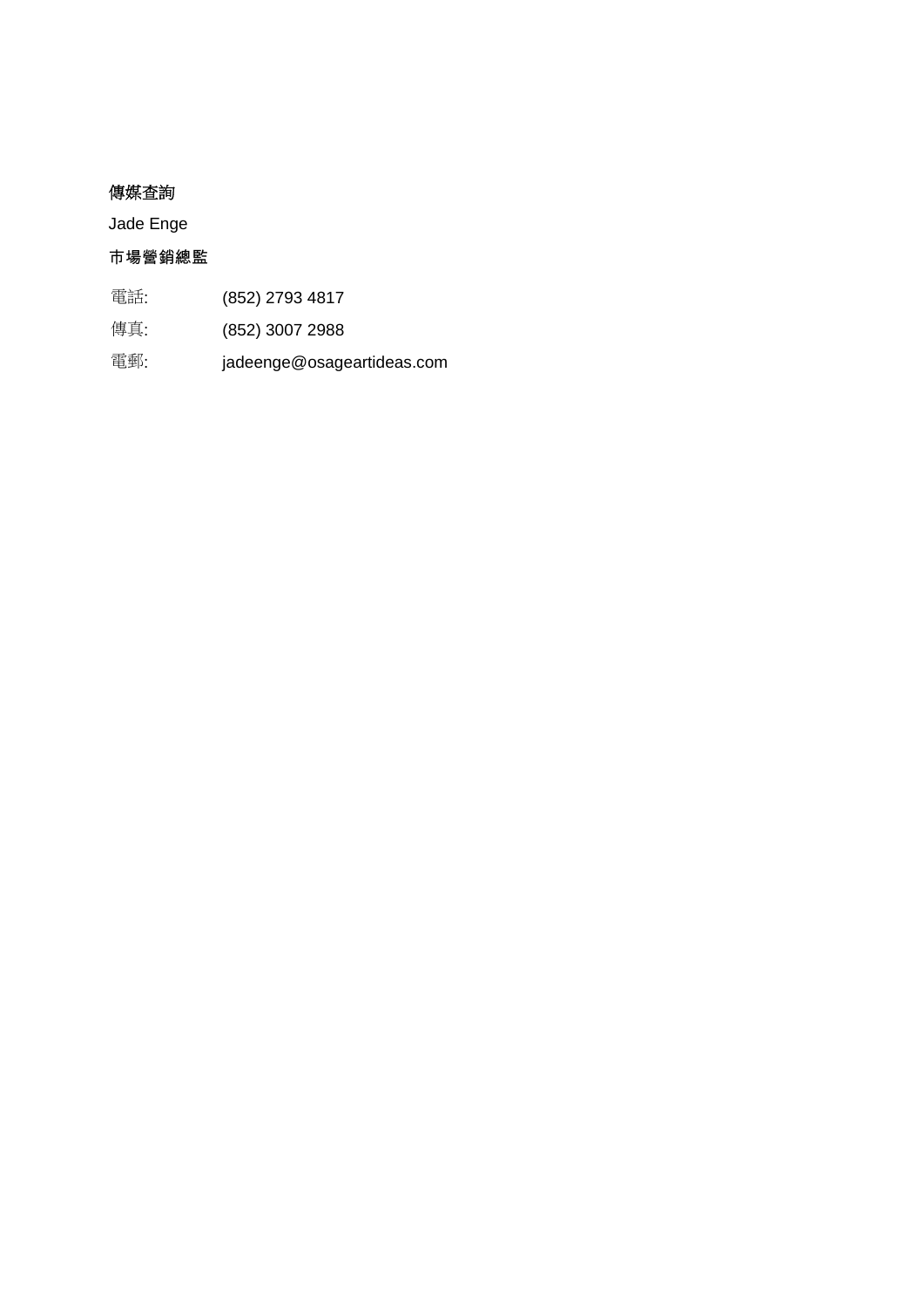**傳媒查詢**

Jade Enge

**市場營銷總監**

| | |
|---|---|
| 電話: | (852) 2793 4817 |
| 傳真: | (852) 3007 2988 |
| 電郵: | jadeenge@osageartideas.com |